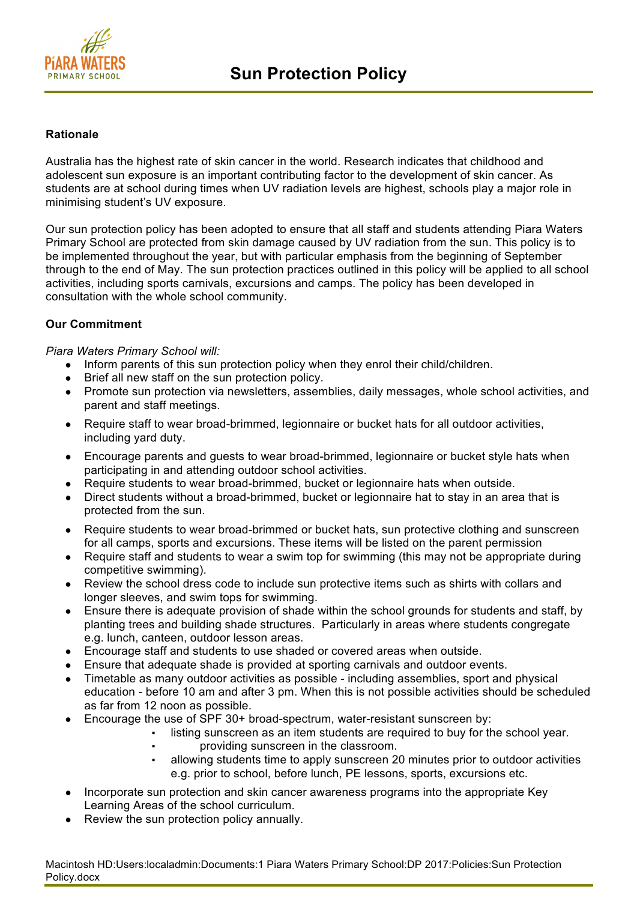# Sun Protection Policy

**Rationale**

Australia has the highest rate of skin cancer in the world. Research indicates that childhood and adolescent sun exposure is an important contributing factor to the development of skin cancer. As students are at school during times when UV radiation levels are highest, schools play a major role in minimising student's UV exposure.

Our sun protection policy has been adopted to ensure that all staff and students attending Piara Waters Primary School are protected from skin damage caused by UV radiation from the sun. This policy is to be implemented throughout the year, but with particular emphasis from the beginning of September through to the end of May. The sun protection practices outlined in this policy will be applied to all school activities, including sports carnivals, excursions and camps. The policy has been developed in consultation with the whole school community.

**Our Commitment**

*Piara Waters Primary School will:*

- Inform parents of this sun protection policy when they enrol their child/children.
- Brief all new staff on the sun protection policy.
- Promote sun protection via newsletters, assemblies, daily messages, whole school activities, and parent and staff meetings.
- Require staff to wear broad-brimmed, legionnaire or bucket hats for all outdoor activities, including yard duty.
- Encourage parents and guests to wear broad-brimmed, legionnaire or bucket style hats when participating in and attending outdoor school activities.
- Require students to wear broad-brimmed, bucket or legionnaire hats when outside.
- Direct students without a broad-brimmed, bucket or legionnaire hat to stay in an area that is protected from the sun.
- Require students to wear broad-brimmed or bucket hats, sun protective clothing and sunscreen for all camps, sports and excursions. These items will be listed on the parent permission
- Require staff and students to wear a swim top for swimming (this may not be appropriate during competitive swimming).
- Review the school dress code to include sun protective items such as shirts with collars and longer sleeves, and swim tops for swimming.
- Ensure there is adequate provision of shade within the school grounds for students and staff, by planting trees and building shade structures. Particularly in areas where students congregate e.g. lunch, canteen, outdoor lesson areas.
- Encourage staff and students to use shaded or covered areas when outside.
- Ensure that adequate shade is provided at sporting carnivals and outdoor events.
- Timetable as many outdoor activities as possible - including assemblies, sport and physical education - before 10 am and after 3 pm. When this is not possible activities should be scheduled as far from 12 noon as possible.
- Encourage the use of SPF 30+ broad-spectrum, water-resistant sunscreen by:
  - listing sunscreen as an item students are required to buy for the school year.
  - providing sunscreen in the classroom.
  - allowing students time to apply sunscreen 20 minutes prior to outdoor activities e.g. prior to school, before lunch, PE lessons, sports, excursions etc.
- Incorporate sun protection and skin cancer awareness programs into the appropriate Key Learning Areas of the school curriculum.
- Review the sun protection policy annually.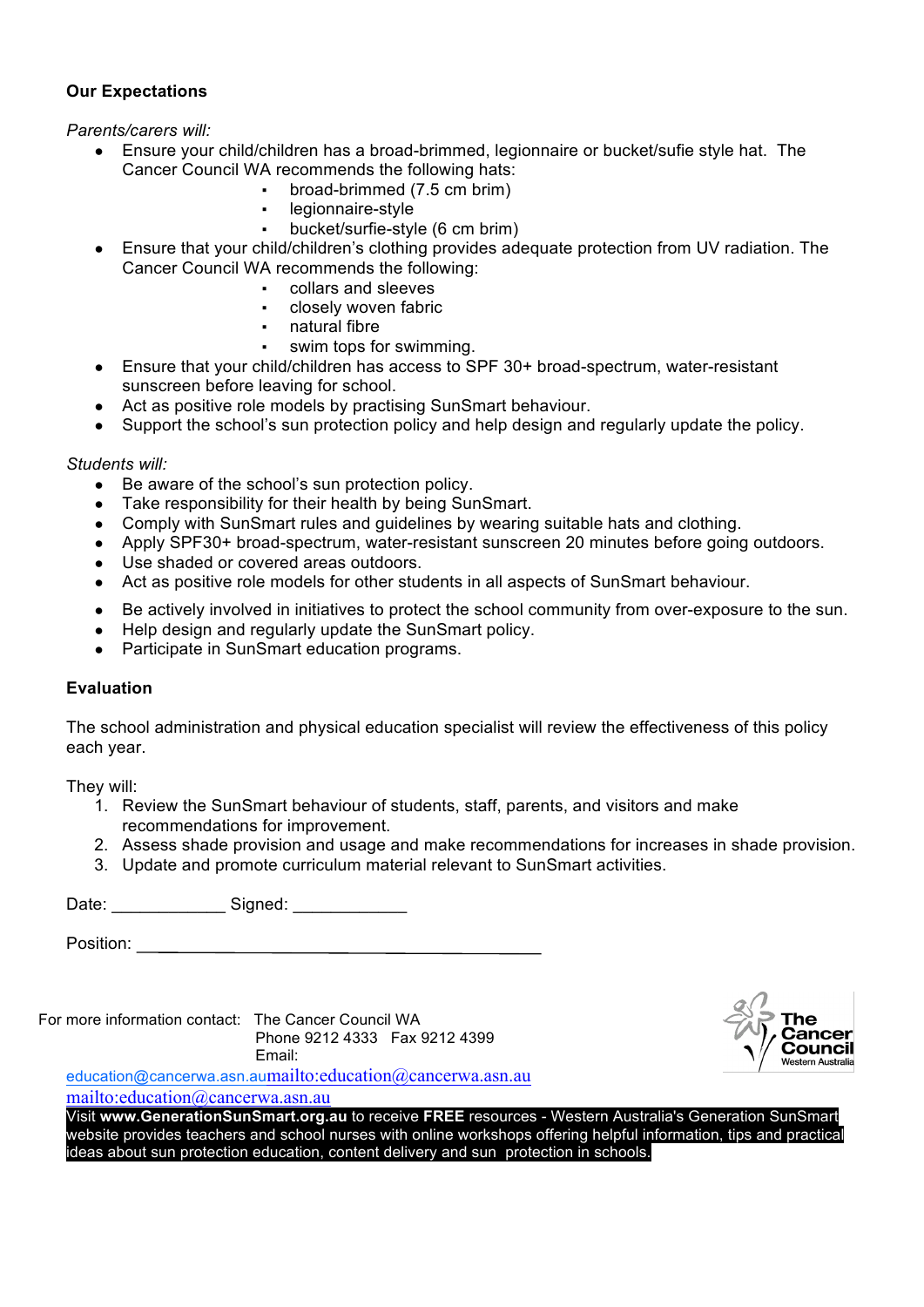## Our Expectations

*Parents/carers will:*

- Ensure your child/children has a broad-brimmed, legionnaire or bucket/sufie style hat. The Cancer Council WA recommends the following hats:
  - broad-brimmed (7.5 cm brim)
  - legionnaire-style
  - bucket/surfie-style (6 cm brim)
- Ensure that your child/children's clothing provides adequate protection from UV radiation. The Cancer Council WA recommends the following:
  - collars and sleeves
  - closely woven fabric
  - natural fibre
  - swim tops for swimming.
- Ensure that your child/children has access to SPF 30+ broad-spectrum, water-resistant sunscreen before leaving for school.
- Act as positive role models by practising SunSmart behaviour.
- Support the school's sun protection policy and help design and regularly update the policy.

*Students will:*

- Be aware of the school's sun protection policy.
- Take responsibility for their health by being SunSmart.
- Comply with SunSmart rules and guidelines by wearing suitable hats and clothing.
- Apply SPF30+ broad-spectrum, water-resistant sunscreen 20 minutes before going outdoors.
- Use shaded or covered areas outdoors.
- Act as positive role models for other students in all aspects of SunSmart behaviour.
- Be actively involved in initiatives to protect the school community from over-exposure to the sun.
- Help design and regularly update the SunSmart policy.
- Participate in SunSmart education programs.

## Evaluation

The school administration and physical education specialist will review the effectiveness of this policy each year.

They will:

1. Review the SunSmart behaviour of students, staff, parents, and visitors and make recommendations for improvement.
2. Assess shade provision and usage and make recommendations for increases in shade provision.
3. Update and promote curriculum material relevant to SunSmart activities.

Date: ____________ Signed: ____________

Position: ______________________________________________

For more information contact: The Cancer Council WA
Phone 9212 4333 Fax 9212 4399
Email:
education@cancerwa.asn.aumailto:education@cancerwa.asn.au
mailto:education@cancerwa.asn.au

The Cancer Council Western Australia

Visit **www.GenerationSunSmart.org.au** to receive **FREE** resources - Western Australia's Generation SunSmart website provides teachers and school nurses with online workshops offering helpful information, tips and practical ideas about sun protection education, content delivery and sun protection in schools.